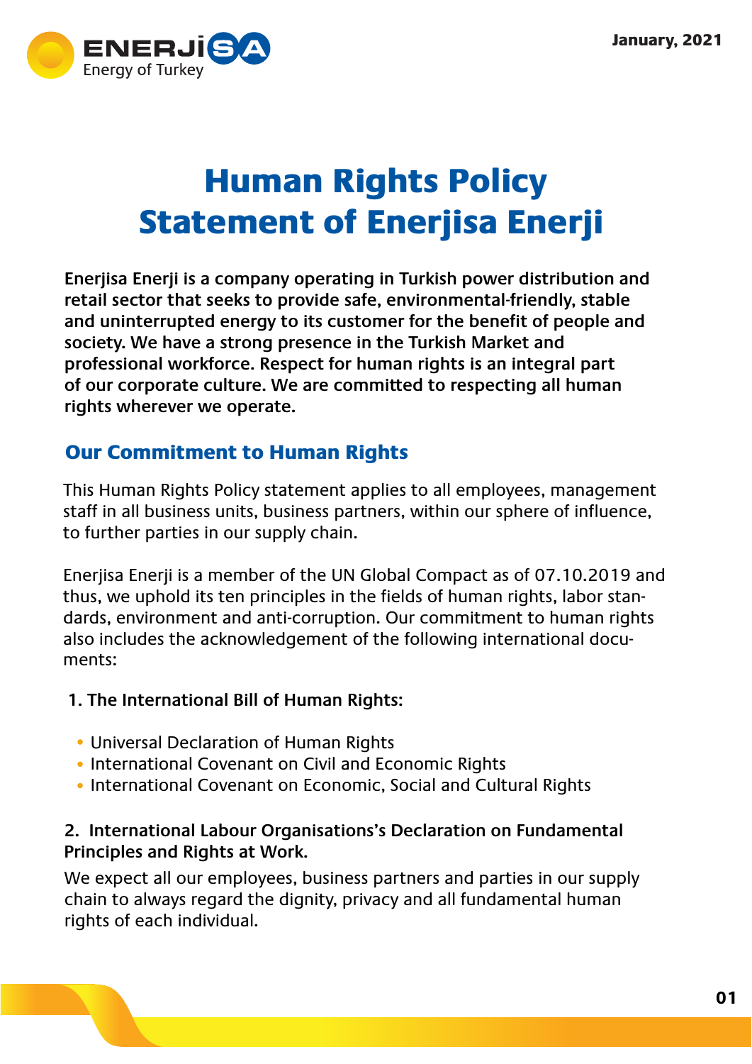January, 2021

# Human Rights Policy Statement of Enerjisa Enerji

**Enerjisa Enerji is a company operating in Turkish power distribution and retail sector that seeks to provide safe, environmental-friendly, stable and uninterrupted energy to its customer for the benefit of people and society. We have a strong presence in the Turkish Market and professional workforce. Respect for human rights is an integral part of our corporate culture. We are committed to respecting all human rights wherever we operate.**

## Our Commitment to Human Rights

This Human Rights Policy statement applies to all employees, management staff in all business units, business partners, within our sphere of influence, to further parties in our supply chain.

Enerjisa Enerji is a member of the UN Global Compact as of 07.10.2019 and thus, we uphold its ten principles in the fields of human rights, labor standards, environment and anti-corruption. Our commitment to human rights also includes the acknowledgement of the following international documents:

**1. The International Bill of Human Rights:**

- Universal Declaration of Human Rights
- International Covenant on Civil and Economic Rights
- International Covenant on Economic, Social and Cultural Rights

**2. International Labour Organisations's Declaration on Fundamental Principles and Rights at Work.**

We expect all our employees, business partners and parties in our supply chain to always regard the dignity, privacy and all fundamental human rights of each individual.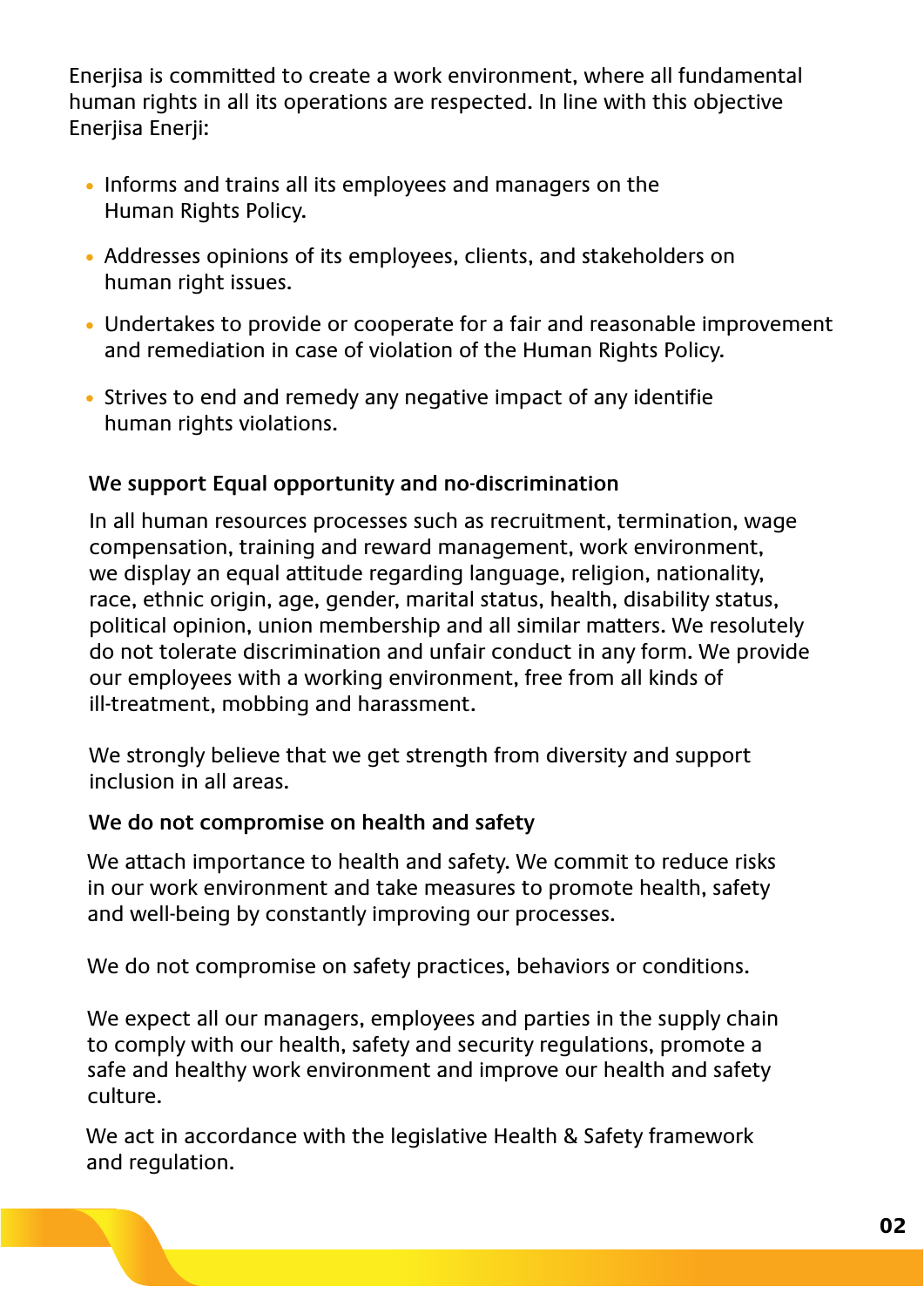Enerjisa is committed to create a work environment, where all fundamental human rights in all its operations are respected. In line with this objective Enerjisa Enerji:

- Informs and trains all its employees and managers on the Human Rights Policy.
- Addresses opinions of its employees, clients, and stakeholders on human right issues.
- Undertakes to provide or cooperate for a fair and reasonable improvement and remediation in case of violation of the Human Rights Policy.
- Strives to end and remedy any negative impact of any identifie human rights violations.

### We support Equal opportunity and no-discrimination

In all human resources processes such as recruitment, termination, wage compensation, training and reward management, work environment, we display an equal attitude regarding language, religion, nationality, race, ethnic origin, age, gender, marital status, health, disability status, political opinion, union membership and all similar matters. We resolutely do not tolerate discrimination and unfair conduct in any form. We provide our employees with a working environment, free from all kinds of ill-treatment, mobbing and harassment.

We strongly believe that we get strength from diversity and support inclusion in all areas.

### We do not compromise on health and safety

We attach importance to health and safety. We commit to reduce risks in our work environment and take measures to promote health, safety and well-being by constantly improving our processes.

We do not compromise on safety practices, behaviors or conditions.

We expect all our managers, employees and parties in the supply chain to comply with our health, safety and security regulations, promote a safe and healthy work environment and improve our health and safety culture.

We act in accordance with the legislative Health & Safety framework and regulation.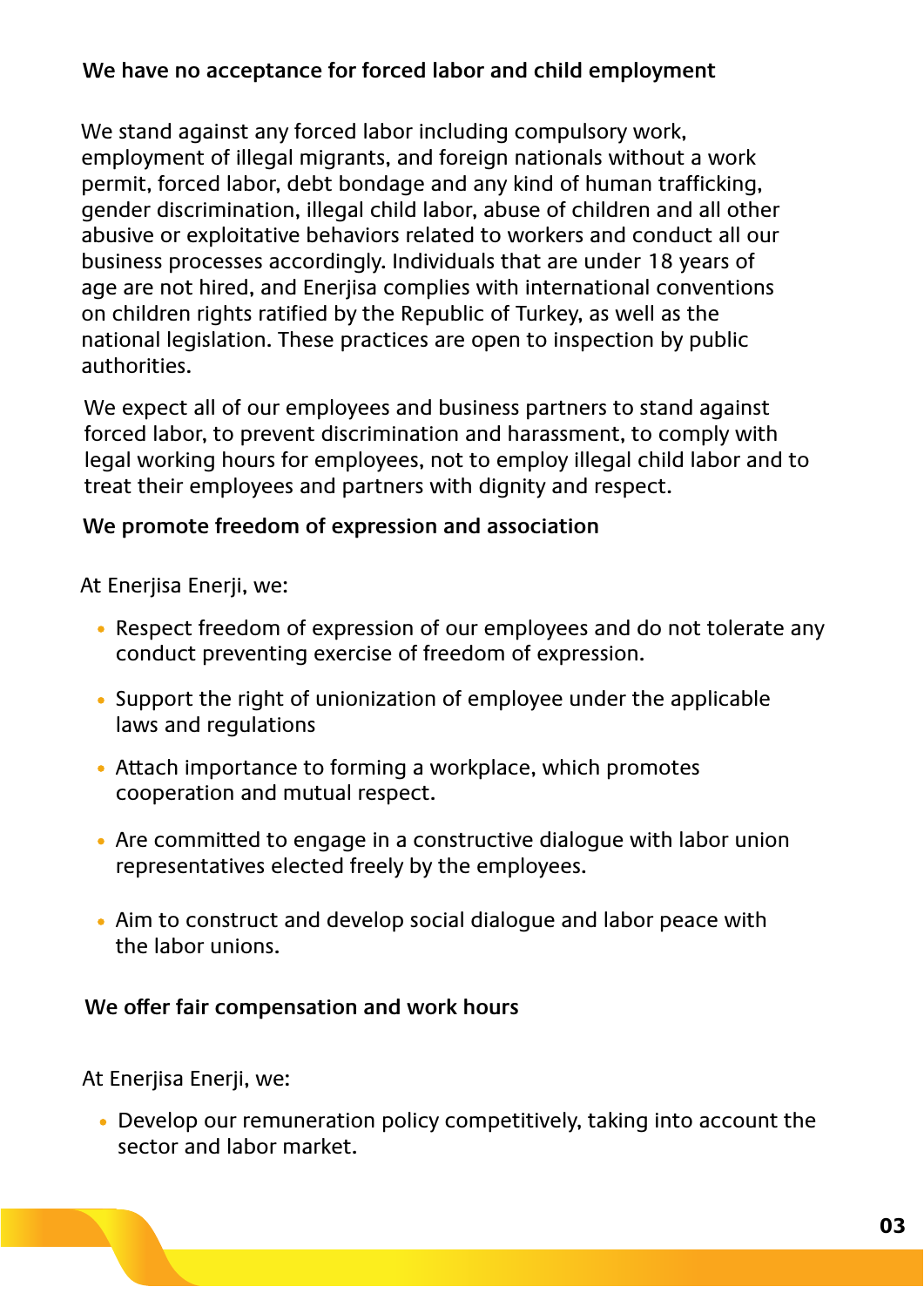### We have no acceptance for forced labor and child employment

We stand against any forced labor including compulsory work, employment of illegal migrants, and foreign nationals without a work permit, forced labor, debt bondage and any kind of human trafficking, gender discrimination, illegal child labor, abuse of children and all other abusive or exploitative behaviors related to workers and conduct all our business processes accordingly. Individuals that are under 18 years of age are not hired, and Enerjisa complies with international conventions on children rights ratified by the Republic of Turkey, as well as the national legislation. These practices are open to inspection by public authorities.

We expect all of our employees and business partners to stand against forced labor, to prevent discrimination and harassment, to comply with legal working hours for employees, not to employ illegal child labor and to treat their employees and partners with dignity and respect.

### We promote freedom of expression and association

At Enerjisa Enerji, we:

- Respect freedom of expression of our employees and do not tolerate any conduct preventing exercise of freedom of expression.
- Support the right of unionization of employee under the applicable laws and regulations
- Attach importance to forming a workplace, which promotes cooperation and mutual respect.
- Are committed to engage in a constructive dialogue with labor union representatives elected freely by the employees.
- Aim to construct and develop social dialogue and labor peace with the labor unions.

### We offer fair compensation and work hours

At Enerjisa Enerji, we:

- Develop our remuneration policy competitively, taking into account the sector and labor market.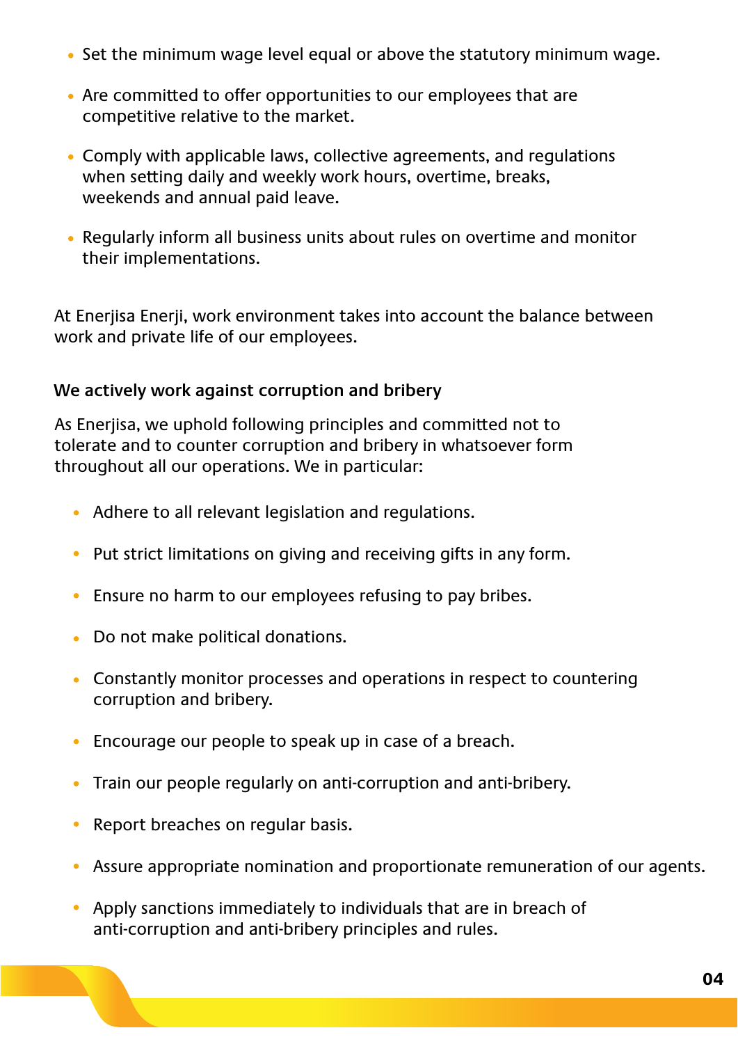- Set the minimum wage level equal or above the statutory minimum wage.
- Are committed to offer opportunities to our employees that are competitive relative to the market.
- Comply with applicable laws, collective agreements, and regulations when setting daily and weekly work hours, overtime, breaks, weekends and annual paid leave.
- Regularly inform all business units about rules on overtime and monitor their implementations.

At Enerjisa Enerji, work environment takes into account the balance between work and private life of our employees.

**We actively work against corruption and bribery**

As Enerjisa, we uphold following principles and committed not to tolerate and to counter corruption and bribery in whatsoever form throughout all our operations. We in particular:

- Adhere to all relevant legislation and regulations.
- Put strict limitations on giving and receiving gifts in any form.
- Ensure no harm to our employees refusing to pay bribes.
- Do not make political donations.
- Constantly monitor processes and operations in respect to countering corruption and bribery.
- Encourage our people to speak up in case of a breach.
- Train our people regularly on anti-corruption and anti-bribery.
- Report breaches on regular basis.
- Assure appropriate nomination and proportionate remuneration of our agents.
- Apply sanctions immediately to individuals that are in breach of anti-corruption and anti-bribery principles and rules.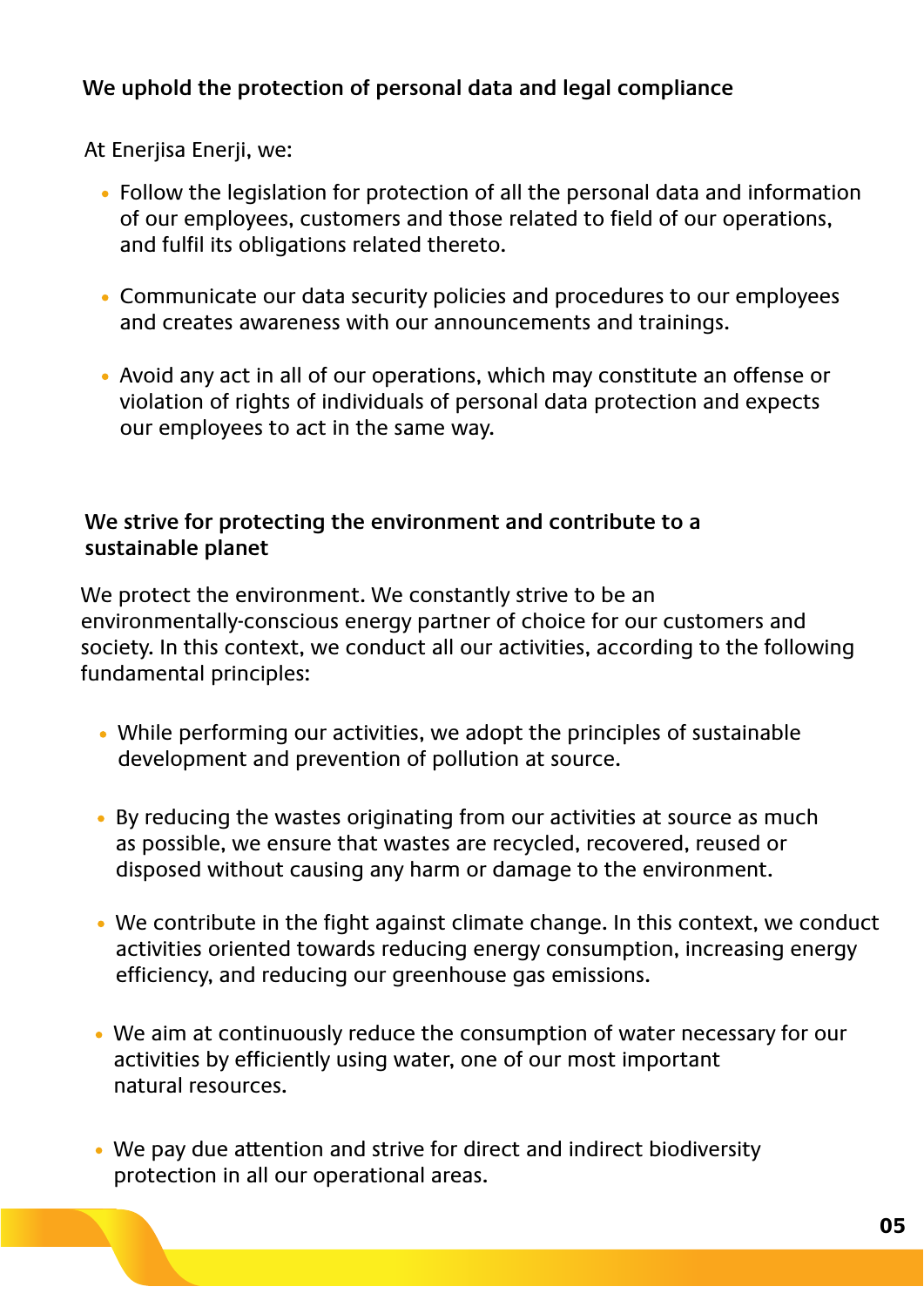**We uphold the protection of personal data and legal compliance**

At Enerjisa Enerji, we:

- Follow the legislation for protection of all the personal data and information of our employees, customers and those related to field of our operations, and fulfil its obligations related thereto.
- Communicate our data security policies and procedures to our employees and creates awareness with our announcements and trainings.
- Avoid any act in all of our operations, which may constitute an offense or violation of rights of individuals of personal data protection and expects our employees to act in the same way.

**We strive for protecting the environment and contribute to a sustainable planet**

We protect the environment. We constantly strive to be an environmentally-conscious energy partner of choice for our customers and society. In this context, we conduct all our activities, according to the following fundamental principles:

- While performing our activities, we adopt the principles of sustainable development and prevention of pollution at source.
- By reducing the wastes originating from our activities at source as much as possible, we ensure that wastes are recycled, recovered, reused or disposed without causing any harm or damage to the environment.
- We contribute in the fight against climate change. In this context, we conduct activities oriented towards reducing energy consumption, increasing energy efficiency, and reducing our greenhouse gas emissions.
- We aim at continuously reduce the consumption of water necessary for our activities by efficiently using water, one of our most important natural resources.
- We pay due attention and strive for direct and indirect biodiversity protection in all our operational areas.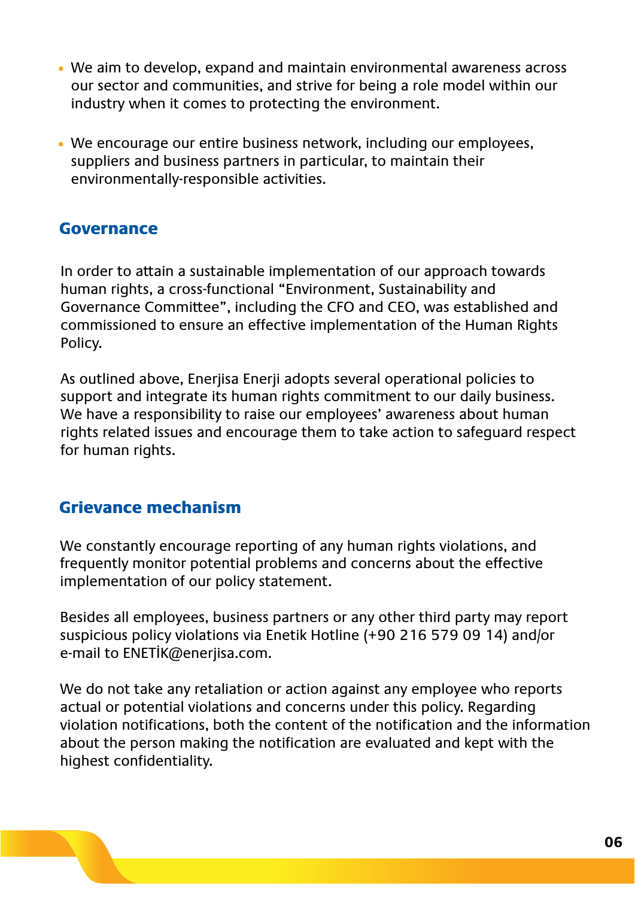- We aim to develop, expand and maintain environmental awareness across our sector and communities, and strive for being a role model within our industry when it comes to protecting the environment.

- We encourage our entire business network, including our employees, suppliers and business partners in particular, to maintain their environmentally-responsible activities.

## Governance

In order to attain a sustainable implementation of our approach towards human rights, a cross-functional "Environment, Sustainability and Governance Committee", including the CFO and CEO, was established and commissioned to ensure an effective implementation of the Human Rights Policy.

As outlined above, Enerjisa Enerji adopts several operational policies to support and integrate its human rights commitment to our daily business. We have a responsibility to raise our employees' awareness about human rights related issues and encourage them to take action to safeguard respect for human rights.

## Grievance mechanism

We constantly encourage reporting of any human rights violations, and frequently monitor potential problems and concerns about the effective implementation of our policy statement.

Besides all employees, business partners or any other third party may report suspicious policy violations via Enetik Hotline (+90 216 579 09 14) and/or e-mail to ENETİK@enerjisa.com.

We do not take any retaliation or action against any employee who reports actual or potential violations and concerns under this policy. Regarding violation notifications, both the content of the notification and the information about the person making the notification are evaluated and kept with the highest confidentiality.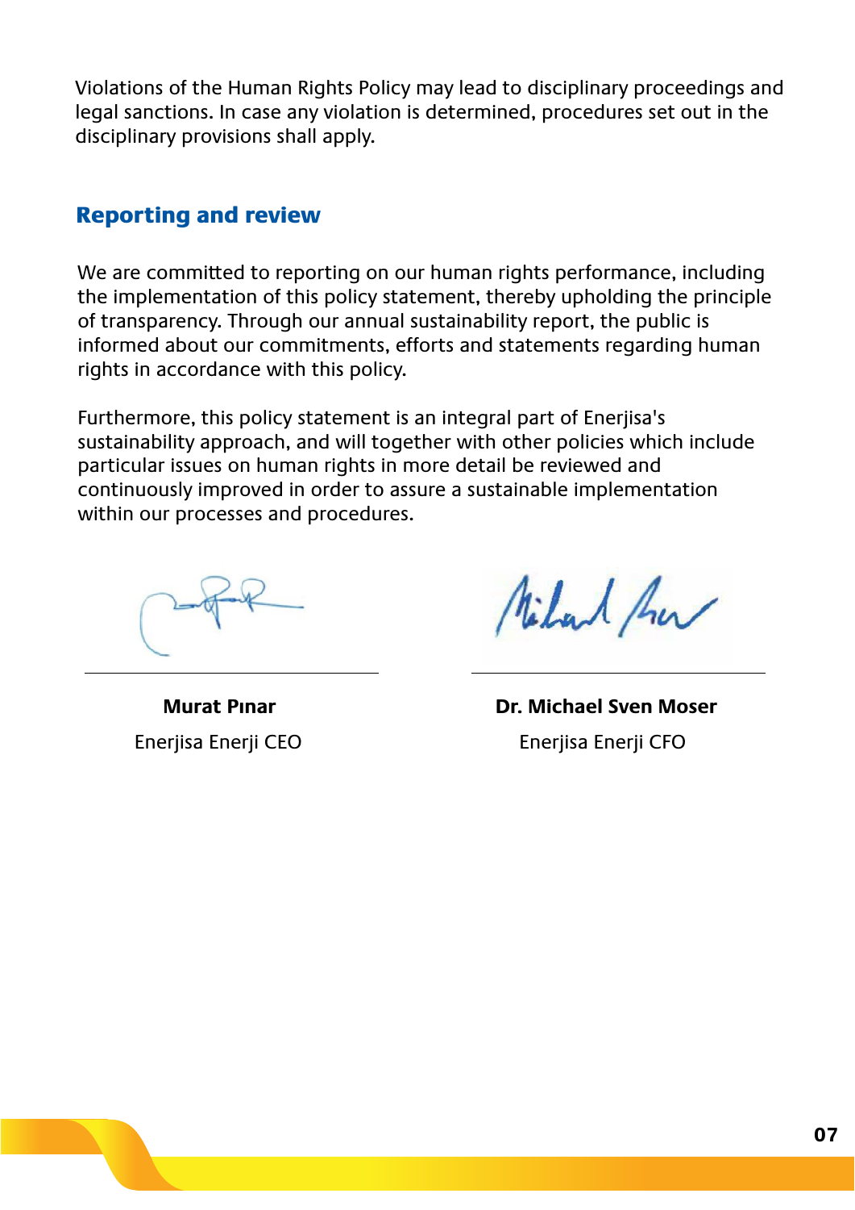Violations of the Human Rights Policy may lead to disciplinary proceedings and legal sanctions. In case any violation is determined, procedures set out in the disciplinary provisions shall apply.

## Reporting and review

We are committed to reporting on our human rights performance, including the implementation of this policy statement, thereby upholding the principle of transparency. Through our annual sustainability report, the public is informed about our commitments, efforts and statements regarding human rights in accordance with this policy.

Furthermore, this policy statement is an integral part of Enerjisa's sustainability approach, and will together with other policies which include particular issues on human rights in more detail be reviewed and continuously improved in order to assure a sustainable implementation within our processes and procedures.

**Murat Pınar**
Enerjisa Enerji CEO

**Dr. Michael Sven Moser**
Enerjisa Enerji CFO